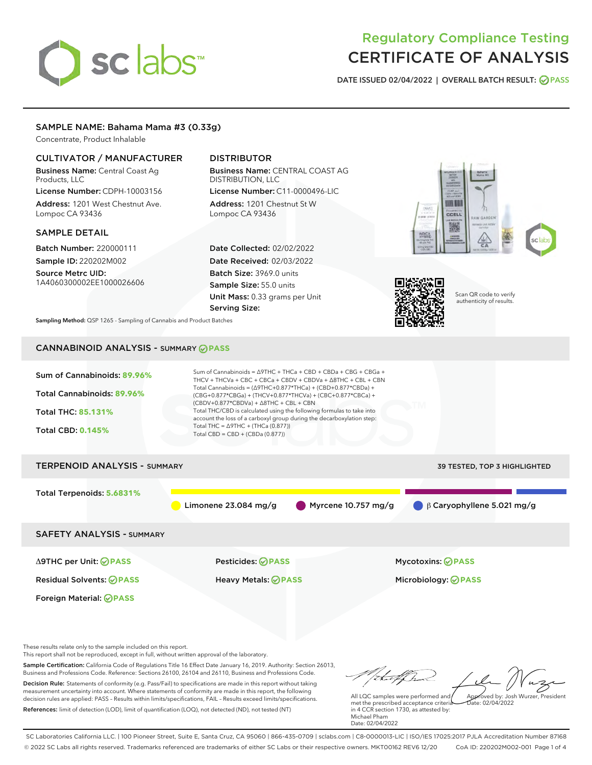# Regulatory Compliance Testing
# CERTIFICATE OF ANALYSIS

**DATE ISSUED 02/04/2022 | OVERALL BATCH RESULT: PASS**

## SAMPLE NAME: Bahama Mama #3 (0.33g)

Concentrate, Product Inhalable

### CULTIVATOR / MANUFACTURER

**Business Name:** Central Coast Ag Products, LLC

**License Number:** CDPH-10003156

**Address:** 1201 West Chestnut Ave. Lompoc CA 93436

### DISTRIBUTOR

**Business Name:** CENTRAL COAST AG DISTRIBUTION, LLC

**License Number:** C11-0000496-LIC

**Address:** 1201 Chestnut St W Lompoc CA 93436

### SAMPLE DETAIL

**Batch Number:** 220000111

**Sample ID:** 220202M002

**Source Metrc UID:** 1A4060300002EE1000026606

**Date Collected:** 02/02/2022

**Date Received:** 02/03/2022

**Batch Size:** 3969.0 units

**Sample Size:** 55.0 units

**Unit Mass:** 0.33 grams per Unit

**Serving Size:**

Scan QR code to verify authenticity of results.

**Sampling Method:** QSP 1265 - Sampling of Cannabis and Product Batches

## CANNABINOID ANALYSIS - SUMMARY PASS

Sum of Cannabinoids: **89.96%**

Total Cannabinoids: **89.96%**

Total THC: **85.131%**

Total CBD: **0.145%**

Sum of Cannabinoids = Δ9THC + THCa + CBD + CBDa + CBG + CBGa + THCV + THCVa + CBC + CBCa + CBDV + CBDVa + Δ8THC + CBL + CBN

Total Cannabinoids = (Δ9THC+0.877*THCa) + (CBD+0.877*CBDa) + (CBG+0.877*CBGa) + (THCV+0.877*THCVa) + (CBC+0.877*CBCa) + (CBDV+0.877*CBDVa) + Δ8THC + CBL + CBN

Total THC/CBD is calculated using the following formulas to take into account the loss of a carboxyl group during the decarboxylation step:

Total THC = Δ9THC + (THCa (0.877))

Total CBD = CBD + (CBDa (0.877))

## TERPENOID ANALYSIS - SUMMARY

39 TESTED, TOP 3 HIGHLIGHTED

Total Terpenoids: **5.6831%**

Limonene 23.084 mg/g | Myrcene 10.757 mg/g | β Caryophyllene 5.021 mg/g

## SAFETY ANALYSIS - SUMMARY

| | | |
|---|---|---|
| Δ9THC per Unit: PASS | Pesticides: PASS | Mycotoxins: PASS |
| Residual Solvents: PASS | Heavy Metals: PASS | Microbiology: PASS |
| Foreign Material: PASS | | |

These results relate only to the sample included on this report.
This report shall not be reproduced, except in full, without written approval of the laboratory.

**Sample Certification:** California Code of Regulations Title 16 Effect Date January 16, 2019. Authority: Section 26013, Business and Professions Code. Reference: Sections 26100, 26104 and 26110, Business and Professions Code.

**Decision Rule:** Statements of conformity (e.g. Pass/Fail) to specifications are made in this report without taking measurement uncertainty into account. Where statements of conformity are made in this report, the following decision rules are applied: PASS – Results within limits/specifications, FAIL – Results exceed limits/specifications.

**References:** limit of detection (LOD), limit of quantification (LOQ), not detected (ND), not tested (NT)

All LQC samples were performed and met the prescribed acceptance criteria in 4 CCR section 1730, as attested by: Michael Pham
Date: 02/04/2022

Approved by: Josh Wurzer, President
Date: 02/04/2022

SC Laboratories California LLC. | 100 Pioneer Street, Suite E, Santa Cruz, CA 95060 | 866-435-0709 | sclabs.com | C8-0000013-LIC | ISO/IES 17025:2017 PJLA Accreditation Number 87168
© 2022 SC Labs all rights reserved. Trademarks referenced are trademarks of either SC Labs or their respective owners. MKT00162 REV6 12/20 CoA ID: 220202M002-001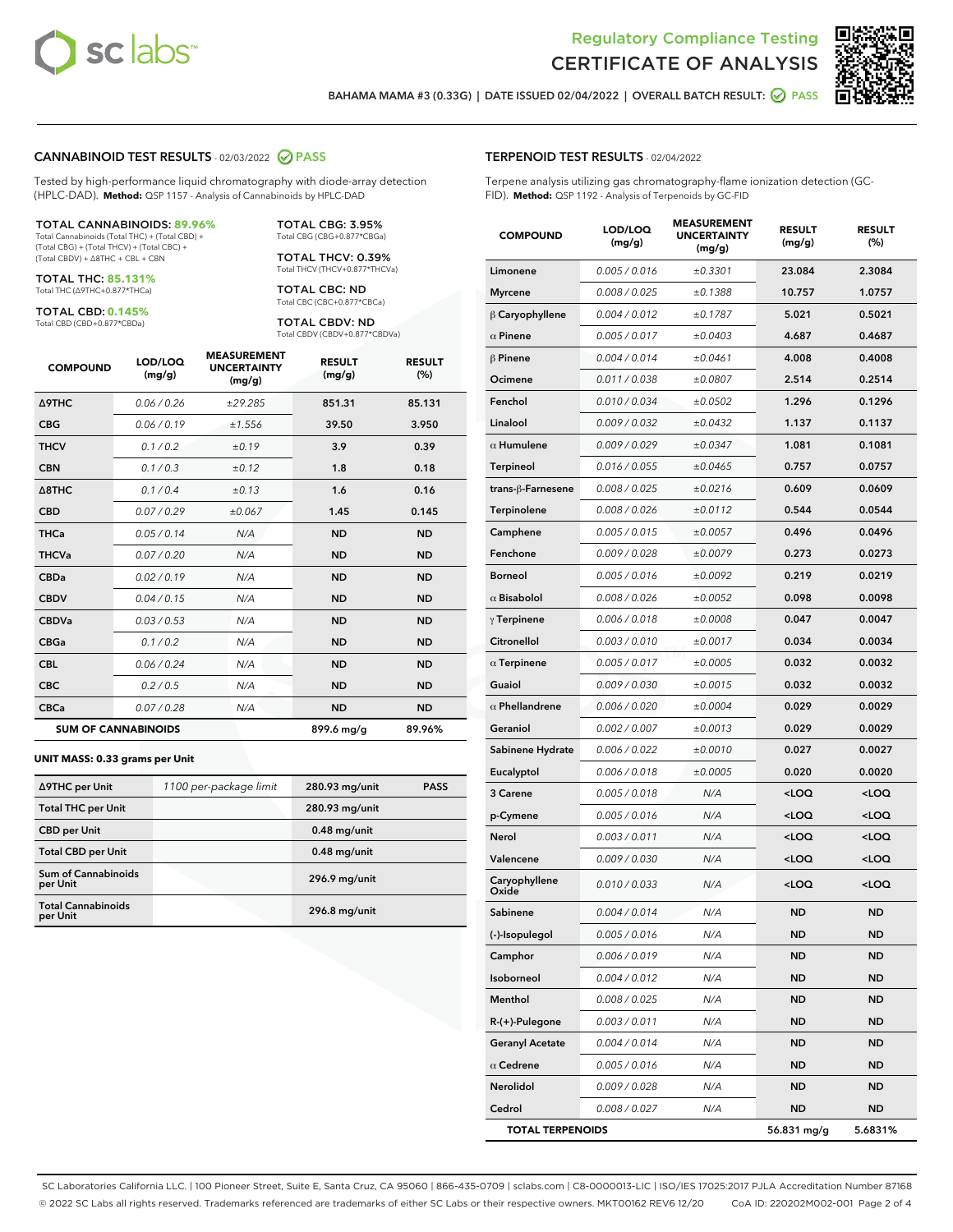Regulatory Compliance Testing
# CERTIFICATE OF ANALYSIS

BAHAMA MAMA #3 (0.33G) | DATE ISSUED 02/04/2022 | OVERALL BATCH RESULT: PASS

## CANNABINOID TEST RESULTS - 02/03/2022 PASS

Tested by high-performance liquid chromatography with diode-array detection (HPLC-DAD). **Method:** QSP 1157 - Analysis of Cannabinoids by HPLC-DAD

**TOTAL CANNABINOIDS: 89.96%**
Total Cannabinoids (Total THC) + (Total CBD) + (Total CBG) + (Total THCV) + (Total CBC) + (Total CBDV) + Δ8THC + CBL + CBN

**TOTAL THC: 85.131%**
Total THC (Δ9THC+0.877*THCa)

**TOTAL CBD: 0.145%**
Total CBD (CBD+0.877*CBDa)

**TOTAL CBG: 3.95%**
Total CBG (CBG+0.877*CBGa)

**TOTAL THCV: 0.39%**
Total THCV (THCV+0.877*THCVa)

**TOTAL CBC: ND**
Total CBC (CBC+0.877*CBCa)

**TOTAL CBDV: ND**
Total CBDV (CBDV+0.877*CBDVa)

| COMPOUND | LOD/LOQ (mg/g) | MEASUREMENT UNCERTAINTY (mg/g) | RESULT (mg/g) | RESULT (%) |
|---|---|---|---|---|
| Δ9THC | 0.06 / 0.26 | ±29.285 | 851.31 | 85.131 |
| CBG | 0.06 / 0.19 | ±1.556 | 39.50 | 3.950 |
| THCV | 0.1 / 0.2 | ±0.19 | 3.9 | 0.39 |
| CBN | 0.1 / 0.3 | ±0.12 | 1.8 | 0.18 |
| Δ8THC | 0.1 / 0.4 | ±0.13 | 1.6 | 0.16 |
| CBD | 0.07 / 0.29 | ±0.067 | 1.45 | 0.145 |
| THCa | 0.05 / 0.14 | N/A | ND | ND |
| THCVa | 0.07 / 0.20 | N/A | ND | ND |
| CBDa | 0.02 / 0.19 | N/A | ND | ND |
| CBDV | 0.04 / 0.15 | N/A | ND | ND |
| CBDVa | 0.03 / 0.53 | N/A | ND | ND |
| CBGa | 0.1 / 0.2 | N/A | ND | ND |
| CBL | 0.06 / 0.24 | N/A | ND | ND |
| CBC | 0.2 / 0.5 | N/A | ND | ND |
| CBCa | 0.07 / 0.28 | N/A | ND | ND |
| **SUM OF CANNABINOIDS** | | | 899.6 mg/g | 89.96% |

**UNIT MASS: 0.33 grams per Unit**

| | | | |
|---|---|---|---|
| Δ9THC per Unit | 1100 per-package limit | 280.93 mg/unit | PASS |
| Total THC per Unit | | 280.93 mg/unit | |
| CBD per Unit | | 0.48 mg/unit | |
| Total CBD per Unit | | 0.48 mg/unit | |
| Sum of Cannabinoids per Unit | | 296.9 mg/unit | |
| Total Cannabinoids per Unit | | 296.8 mg/unit | |

## TERPENOID TEST RESULTS - 02/04/2022

Terpene analysis utilizing gas chromatography-flame ionization detection (GC-FID). **Method:** QSP 1192 - Analysis of Terpenoids by GC-FID

| COMPOUND | LOD/LOQ (mg/g) | MEASUREMENT UNCERTAINTY (mg/g) | RESULT (mg/g) | RESULT (%) |
|---|---|---|---|---|
| Limonene | 0.005 / 0.016 | ±0.3301 | 23.084 | 2.3084 |
| Myrcene | 0.008 / 0.025 | ±0.1388 | 10.757 | 1.0757 |
| β Caryophyllene | 0.004 / 0.012 | ±0.1787 | 5.021 | 0.5021 |
| α Pinene | 0.005 / 0.017 | ±0.0403 | 4.687 | 0.4687 |
| β Pinene | 0.004 / 0.014 | ±0.0461 | 4.008 | 0.4008 |
| Ocimene | 0.011 / 0.038 | ±0.0807 | 2.514 | 0.2514 |
| Fenchol | 0.010 / 0.034 | ±0.0502 | 1.296 | 0.1296 |
| Linalool | 0.009 / 0.032 | ±0.0432 | 1.137 | 0.1137 |
| α Humulene | 0.009 / 0.029 | ±0.0347 | 1.081 | 0.1081 |
| Terpineol | 0.016 / 0.055 | ±0.0465 | 0.757 | 0.0757 |
| trans-β-Farnesene | 0.008 / 0.025 | ±0.0216 | 0.609 | 0.0609 |
| Terpinolene | 0.008 / 0.026 | ±0.0112 | 0.544 | 0.0544 |
| Camphene | 0.005 / 0.015 | ±0.0057 | 0.496 | 0.0496 |
| Fenchone | 0.009 / 0.028 | ±0.0079 | 0.273 | 0.0273 |
| Borneol | 0.005 / 0.016 | ±0.0092 | 0.219 | 0.0219 |
| α Bisabolol | 0.008 / 0.026 | ±0.0052 | 0.098 | 0.0098 |
| γ Terpinene | 0.006 / 0.018 | ±0.0008 | 0.047 | 0.0047 |
| Citronellol | 0.003 / 0.010 | ±0.0017 | 0.034 | 0.0034 |
| α Terpinene | 0.005 / 0.017 | ±0.0005 | 0.032 | 0.0032 |
| Guaiol | 0.009 / 0.030 | ±0.0015 | 0.032 | 0.0032 |
| α Phellandrene | 0.006 / 0.020 | ±0.0004 | 0.029 | 0.0029 |
| Geraniol | 0.002 / 0.007 | ±0.0013 | 0.029 | 0.0029 |
| Sabinene Hydrate | 0.006 / 0.022 | ±0.0010 | 0.027 | 0.0027 |
| Eucalyptol | 0.006 / 0.018 | ±0.0005 | 0.020 | 0.0020 |
| 3 Carene | 0.005 / 0.018 | N/A | <LOQ | <LOQ |
| p-Cymene | 0.005 / 0.016 | N/A | <LOQ | <LOQ |
| Nerol | 0.003 / 0.011 | N/A | <LOQ | <LOQ |
| Valencene | 0.009 / 0.030 | N/A | <LOQ | <LOQ |
| Caryophyllene Oxide | 0.010 / 0.033 | N/A | <LOQ | <LOQ |
| Sabinene | 0.004 / 0.014 | N/A | ND | ND |
| (-)-Isopulegol | 0.005 / 0.016 | N/A | ND | ND |
| Camphor | 0.006 / 0.019 | N/A | ND | ND |
| Isoborneol | 0.004 / 0.012 | N/A | ND | ND |
| Menthol | 0.008 / 0.025 | N/A | ND | ND |
| R-(+)-Pulegone | 0.003 / 0.011 | N/A | ND | ND |
| Geranyl Acetate | 0.004 / 0.014 | N/A | ND | ND |
| α Cedrene | 0.005 / 0.016 | N/A | ND | ND |
| Nerolidol | 0.009 / 0.028 | N/A | ND | ND |
| Cedrol | 0.008 / 0.027 | N/A | ND | ND |
| **TOTAL TERPENOIDS** | | | 56.831 mg/g | 5.6831% |

SC Laboratories California LLC. | 100 Pioneer Street, Suite E, Santa Cruz, CA 95060 | 866-435-0709 | sclabs.com | C8-0000013-LIC | ISO/IES 17025:2017 PJLA Accreditation Number 87168
© 2022 SC Labs all rights reserved. Trademarks referenced are trademarks of either SC Labs or their respective owners. MKT00162 REV6 12/20 CoA ID: 220202M002-001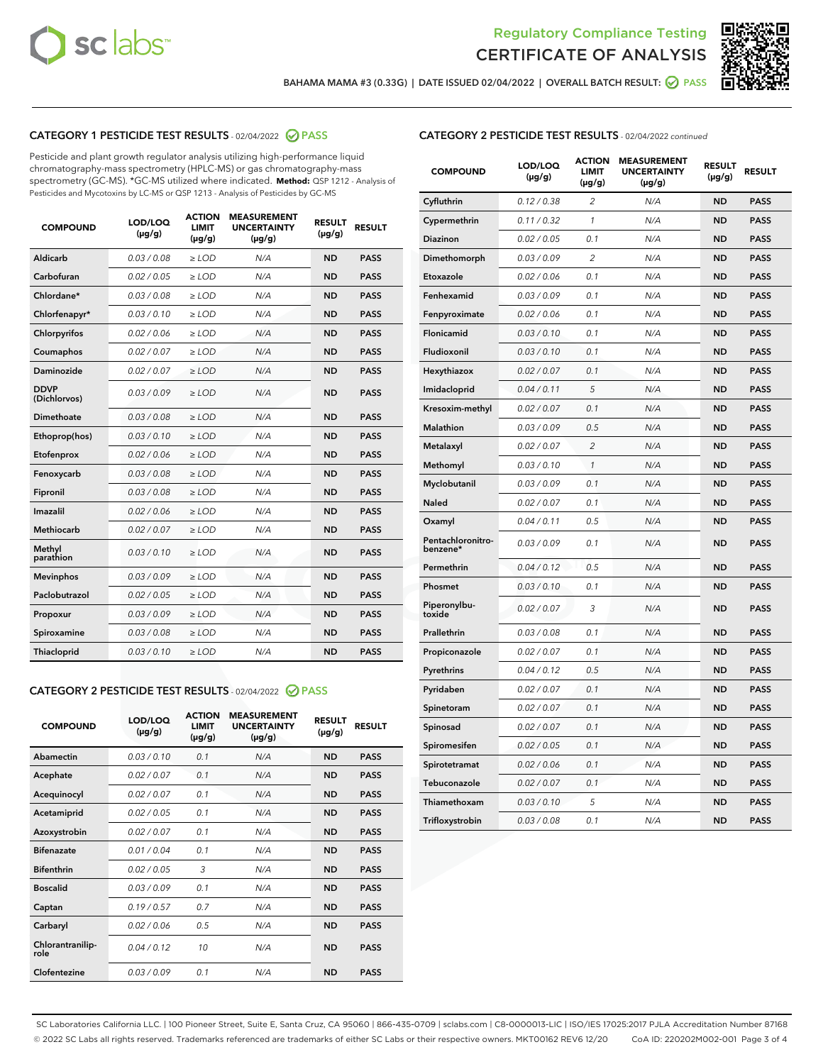Regulatory Compliance Testing
CERTIFICATE OF ANALYSIS

BAHAMA MAMA #3 (0.33G) | DATE ISSUED 02/04/2022 | OVERALL BATCH RESULT: PASS

## CATEGORY 1 PESTICIDE TEST RESULTS - 02/04/2022 PASS

Pesticide and plant growth regulator analysis utilizing high-performance liquid chromatography-mass spectrometry (HPLC-MS) or gas chromatography-mass spectrometry (GC-MS). *GC-MS utilized where indicated. **Method:** QSP 1212 - Analysis of Pesticides and Mycotoxins by LC-MS or QSP 1213 - Analysis of Pesticides by GC-MS

| COMPOUND | LOD/LOQ (μg/g) | ACTION LIMIT (μg/g) | MEASUREMENT UNCERTAINTY (μg/g) | RESULT (μg/g) | RESULT |
|---|---|---|---|---|---|
| Aldicarb | 0.03 / 0.08 | ≥ LOD | N/A | ND | PASS |
| Carbofuran | 0.02 / 0.05 | ≥ LOD | N/A | ND | PASS |
| Chlordane* | 0.03 / 0.08 | ≥ LOD | N/A | ND | PASS |
| Chlorfenapyr* | 0.03 / 0.10 | ≥ LOD | N/A | ND | PASS |
| Chlorpyrifos | 0.02 / 0.06 | ≥ LOD | N/A | ND | PASS |
| Coumaphos | 0.02 / 0.07 | ≥ LOD | N/A | ND | PASS |
| Daminozide | 0.02 / 0.07 | ≥ LOD | N/A | ND | PASS |
| DDVP (Dichlorvos) | 0.03 / 0.09 | ≥ LOD | N/A | ND | PASS |
| Dimethoate | 0.03 / 0.08 | ≥ LOD | N/A | ND | PASS |
| Ethoprop(hos) | 0.03 / 0.10 | ≥ LOD | N/A | ND | PASS |
| Etofenprox | 0.02 / 0.06 | ≥ LOD | N/A | ND | PASS |
| Fenoxycarb | 0.03 / 0.08 | ≥ LOD | N/A | ND | PASS |
| Fipronil | 0.03 / 0.08 | ≥ LOD | N/A | ND | PASS |
| Imazalil | 0.02 / 0.06 | ≥ LOD | N/A | ND | PASS |
| Methiocarb | 0.02 / 0.07 | ≥ LOD | N/A | ND | PASS |
| Methyl parathion | 0.03 / 0.10 | ≥ LOD | N/A | ND | PASS |
| Mevinphos | 0.03 / 0.09 | ≥ LOD | N/A | ND | PASS |
| Paclobutrazol | 0.02 / 0.05 | ≥ LOD | N/A | ND | PASS |
| Propoxur | 0.03 / 0.09 | ≥ LOD | N/A | ND | PASS |
| Spiroxamine | 0.03 / 0.08 | ≥ LOD | N/A | ND | PASS |
| Thiacloprid | 0.03 / 0.10 | ≥ LOD | N/A | ND | PASS |

## CATEGORY 2 PESTICIDE TEST RESULTS - 02/04/2022 PASS

| COMPOUND | LOD/LOQ (μg/g) | ACTION LIMIT (μg/g) | MEASUREMENT UNCERTAINTY (μg/g) | RESULT (μg/g) | RESULT |
|---|---|---|---|---|---|
| Abamectin | 0.03 / 0.10 | 0.1 | N/A | ND | PASS |
| Acephate | 0.02 / 0.07 | 0.1 | N/A | ND | PASS |
| Acequinocyl | 0.02 / 0.07 | 0.1 | N/A | ND | PASS |
| Acetamiprid | 0.02 / 0.05 | 0.1 | N/A | ND | PASS |
| Azoxystrobin | 0.02 / 0.07 | 0.1 | N/A | ND | PASS |
| Bifenazate | 0.01 / 0.04 | 0.1 | N/A | ND | PASS |
| Bifenthrin | 0.02 / 0.05 | 3 | N/A | ND | PASS |
| Boscalid | 0.03 / 0.09 | 0.1 | N/A | ND | PASS |
| Captan | 0.19 / 0.57 | 0.7 | N/A | ND | PASS |
| Carbaryl | 0.02 / 0.06 | 0.5 | N/A | ND | PASS |
| Chlorantraniliprole | 0.04 / 0.12 | 10 | N/A | ND | PASS |
| Clofentezine | 0.03 / 0.09 | 0.1 | N/A | ND | PASS |
| Cyfluthrin | 0.12 / 0.38 | 2 | N/A | ND | PASS |
| Cypermethrin | 0.11 / 0.32 | 1 | N/A | ND | PASS |
| Diazinon | 0.02 / 0.05 | 0.1 | N/A | ND | PASS |
| Dimethomorph | 0.03 / 0.09 | 2 | N/A | ND | PASS |
| Etoxazole | 0.02 / 0.06 | 0.1 | N/A | ND | PASS |
| Fenhexamid | 0.03 / 0.09 | 0.1 | N/A | ND | PASS |
| Fenpyroximate | 0.02 / 0.06 | 0.1 | N/A | ND | PASS |
| Flonicamid | 0.03 / 0.10 | 0.1 | N/A | ND | PASS |
| Fludioxonil | 0.03 / 0.10 | 0.1 | N/A | ND | PASS |
| Hexythiazox | 0.02 / 0.07 | 0.1 | N/A | ND | PASS |
| Imidacloprid | 0.04 / 0.11 | 5 | N/A | ND | PASS |
| Kresoxim-methyl | 0.02 / 0.07 | 0.1 | N/A | ND | PASS |
| Malathion | 0.03 / 0.09 | 0.5 | N/A | ND | PASS |
| Metalaxyl | 0.02 / 0.07 | 2 | N/A | ND | PASS |
| Methomyl | 0.03 / 0.10 | 1 | N/A | ND | PASS |
| Myclobutanil | 0.03 / 0.09 | 0.1 | N/A | ND | PASS |
| Naled | 0.02 / 0.07 | 0.1 | N/A | ND | PASS |
| Oxamyl | 0.04 / 0.11 | 0.5 | N/A | ND | PASS |
| Pentachloronitrobenzene* | 0.03 / 0.09 | 0.1 | N/A | ND | PASS |
| Permethrin | 0.04 / 0.12 | 0.5 | N/A | ND | PASS |
| Phosmet | 0.03 / 0.10 | 0.1 | N/A | ND | PASS |
| Piperonylbutoxide | 0.02 / 0.07 | 3 | N/A | ND | PASS |
| Prallethrin | 0.03 / 0.08 | 0.1 | N/A | ND | PASS |
| Propiconazole | 0.02 / 0.07 | 0.1 | N/A | ND | PASS |
| Pyrethrins | 0.04 / 0.12 | 0.5 | N/A | ND | PASS |
| Pyridaben | 0.02 / 0.07 | 0.1 | N/A | ND | PASS |
| Spinetoram | 0.02 / 0.07 | 0.1 | N/A | ND | PASS |
| Spinosad | 0.02 / 0.07 | 0.1 | N/A | ND | PASS |
| Spiromesifen | 0.02 / 0.05 | 0.1 | N/A | ND | PASS |
| Spirotetramat | 0.02 / 0.06 | 0.1 | N/A | ND | PASS |
| Tebuconazole | 0.02 / 0.07 | 0.1 | N/A | ND | PASS |
| Thiamethoxam | 0.03 / 0.10 | 5 | N/A | ND | PASS |
| Trifloxystrobin | 0.03 / 0.08 | 0.1 | N/A | ND | PASS |

SC Laboratories California LLC. | 100 Pioneer Street, Suite E, Santa Cruz, CA 95060 | 866-435-0709 | sclabs.com | C8-0000013-LIC | ISO/IES 17025:2017 PJLA Accreditation Number 87168
© 2022 SC Labs all rights reserved. Trademarks referenced are trademarks of either SC Labs or their respective owners. MKT00162 REV6 12/20 CoA ID: 220202M002-001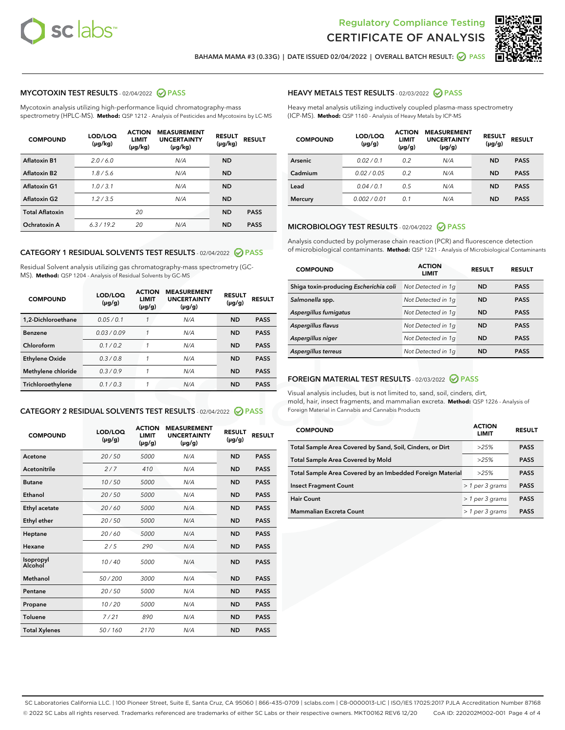Regulatory Compliance Testing

# CERTIFICATE OF ANALYSIS

BAHAMA MAMA #3 (0.33G) | DATE ISSUED 02/04/2022 | OVERALL BATCH RESULT: PASS

## MYCOTOXIN TEST RESULTS - 02/04/2022 PASS

Mycotoxin analysis utilizing high-performance liquid chromatography-mass spectrometry (HPLC-MS). **Method:** QSP 1212 - Analysis of Pesticides and Mycotoxins by LC-MS

| COMPOUND | LOD/LOQ (µg/kg) | ACTION LIMIT (µg/kg) | MEASUREMENT UNCERTAINTY (µg/kg) | RESULT (µg/kg) | RESULT |
|---|---|---|---|---|---|
| Aflatoxin B1 | 2.0 / 6.0 | | N/A | ND | |
| Aflatoxin B2 | 1.8 / 5.6 | | N/A | ND | |
| Aflatoxin G1 | 1.0 / 3.1 | | N/A | ND | |
| Aflatoxin G2 | 1.2 / 3.5 | | N/A | ND | |
| Total Aflatoxin | | 20 | | ND | PASS |
| Ochratoxin A | 6.3 / 19.2 | 20 | N/A | ND | PASS |

## CATEGORY 1 RESIDUAL SOLVENTS TEST RESULTS - 02/04/2022 PASS

Residual Solvent analysis utilizing gas chromatography-mass spectrometry (GC-MS). **Method:** QSP 1204 - Analysis of Residual Solvents by GC-MS

| COMPOUND | LOD/LOQ (µg/g) | ACTION LIMIT (µg/g) | MEASUREMENT UNCERTAINTY (µg/g) | RESULT (µg/g) | RESULT |
|---|---|---|---|---|---|
| 1,2-Dichloroethane | 0.05 / 0.1 | 1 | N/A | ND | PASS |
| Benzene | 0.03 / 0.09 | 1 | N/A | ND | PASS |
| Chloroform | 0.1 / 0.2 | 1 | N/A | ND | PASS |
| Ethylene Oxide | 0.3 / 0.8 | 1 | N/A | ND | PASS |
| Methylene chloride | 0.3 / 0.9 | 1 | N/A | ND | PASS |
| Trichloroethylene | 0.1 / 0.3 | 1 | N/A | ND | PASS |

## CATEGORY 2 RESIDUAL SOLVENTS TEST RESULTS - 02/04/2022 PASS

| COMPOUND | LOD/LOQ (µg/g) | ACTION LIMIT (µg/g) | MEASUREMENT UNCERTAINTY (µg/g) | RESULT (µg/g) | RESULT |
|---|---|---|---|---|---|
| Acetone | 20 / 50 | 5000 | N/A | ND | PASS |
| Acetonitrile | 2 / 7 | 410 | N/A | ND | PASS |
| Butane | 10 / 50 | 5000 | N/A | ND | PASS |
| Ethanol | 20 / 50 | 5000 | N/A | ND | PASS |
| Ethyl acetate | 20 / 60 | 5000 | N/A | ND | PASS |
| Ethyl ether | 20 / 50 | 5000 | N/A | ND | PASS |
| Heptane | 20 / 60 | 5000 | N/A | ND | PASS |
| Hexane | 2 / 5 | 290 | N/A | ND | PASS |
| Isopropyl Alcohol | 10 / 40 | 5000 | N/A | ND | PASS |
| Methanol | 50 / 200 | 3000 | N/A | ND | PASS |
| Pentane | 20 / 50 | 5000 | N/A | ND | PASS |
| Propane | 10 / 20 | 5000 | N/A | ND | PASS |
| Toluene | 7 / 21 | 890 | N/A | ND | PASS |
| Total Xylenes | 50 / 160 | 2170 | N/A | ND | PASS |

## HEAVY METALS TEST RESULTS - 02/03/2022 PASS

Heavy metal analysis utilizing inductively coupled plasma-mass spectrometry (ICP-MS). **Method:** QSP 1160 - Analysis of Heavy Metals by ICP-MS

| COMPOUND | LOD/LOQ (µg/g) | ACTION LIMIT (µg/g) | MEASUREMENT UNCERTAINTY (µg/g) | RESULT (µg/g) | RESULT |
|---|---|---|---|---|---|
| Arsenic | 0.02 / 0.1 | 0.2 | N/A | ND | PASS |
| Cadmium | 0.02 / 0.05 | 0.2 | N/A | ND | PASS |
| Lead | 0.04 / 0.1 | 0.5 | N/A | ND | PASS |
| Mercury | 0.002 / 0.01 | 0.1 | N/A | ND | PASS |

## MICROBIOLOGY TEST RESULTS - 02/04/2022 PASS

Analysis conducted by polymerase chain reaction (PCR) and fluorescence detection of microbiological contaminants. **Method:** QSP 1221 - Analysis of Microbiological Contaminants

| COMPOUND | ACTION LIMIT | RESULT | RESULT |
|---|---|---|---|
| Shiga toxin-producing *Escherichia coli* | Not Detected in 1g | ND | PASS |
| *Salmonella* spp. | Not Detected in 1g | ND | PASS |
| *Aspergillus fumigatus* | Not Detected in 1g | ND | PASS |
| *Aspergillus flavus* | Not Detected in 1g | ND | PASS |
| *Aspergillus niger* | Not Detected in 1g | ND | PASS |
| *Aspergillus terreus* | Not Detected in 1g | ND | PASS |

## FOREIGN MATERIAL TEST RESULTS - 02/03/2022 PASS

Visual analysis includes, but is not limited to, sand, soil, cinders, dirt, mold, hair, insect fragments, and mammalian excreta. **Method:** QSP 1226 - Analysis of Foreign Material in Cannabis and Cannabis Products

| COMPOUND | ACTION LIMIT | RESULT |
|---|---|---|
| Total Sample Area Covered by Sand, Soil, Cinders, or Dirt | >25% | PASS |
| Total Sample Area Covered by Mold | >25% | PASS |
| Total Sample Area Covered by an Imbedded Foreign Material | >25% | PASS |
| Insect Fragment Count | > 1 per 3 grams | PASS |
| Hair Count | > 1 per 3 grams | PASS |
| Mammalian Excreta Count | > 1 per 3 grams | PASS |

SC Laboratories California LLC. | 100 Pioneer Street, Suite E, Santa Cruz, CA 95060 | 866-435-0709 | sclabs.com | C8-0000013-LIC | ISO/IES 17025:2017 PJLA Accreditation Number 87168
© 2022 SC Labs all rights reserved. Trademarks referenced are trademarks of either SC Labs or their respective owners. MKT00162 REV6 12/20 CoA ID: 220202M002-001